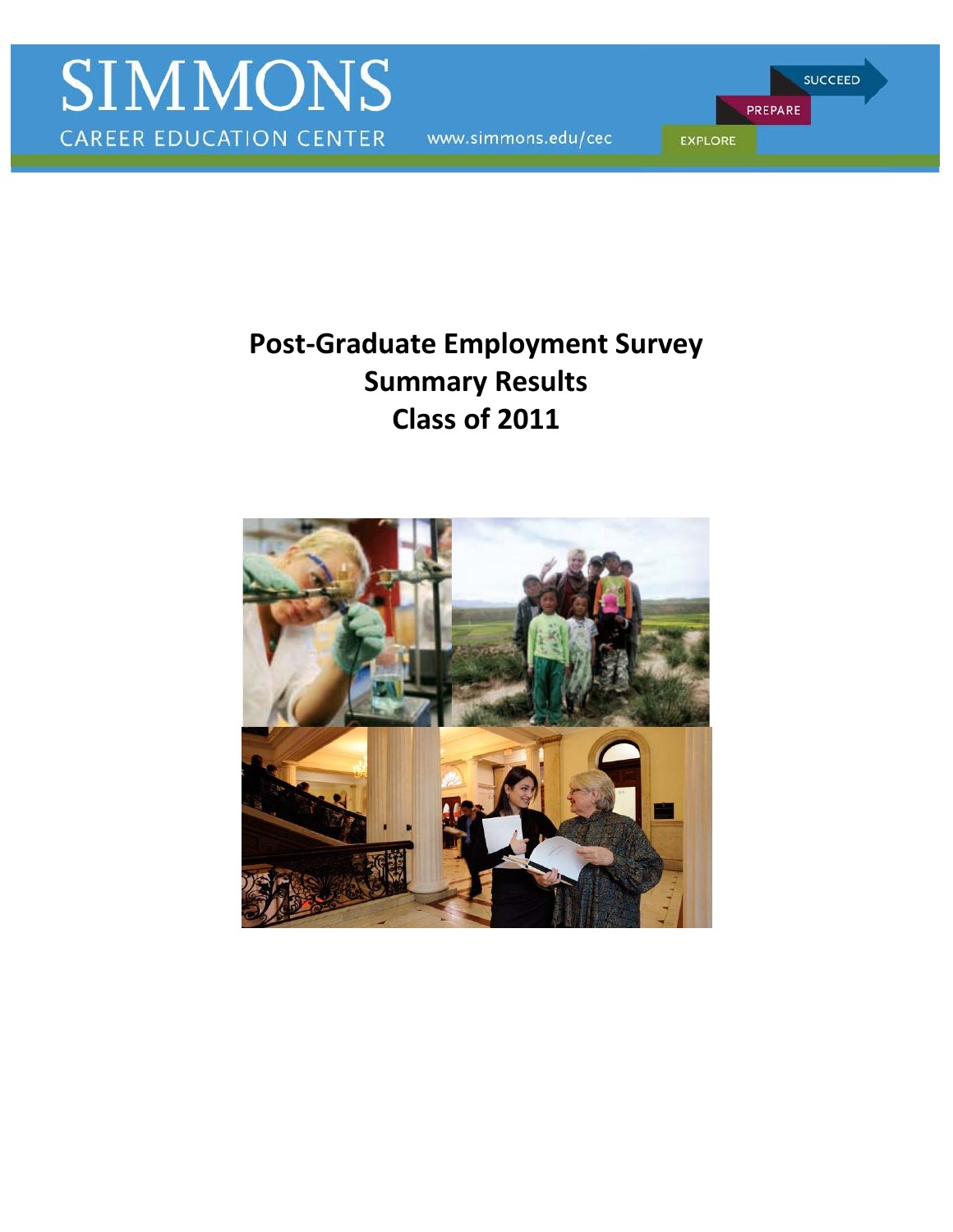SIMMONS

CAREER EDUCATION CENTER

www.simmons.edu/cec

SUCCEED

PREPARE

EXPLORE

# Post-Graduate Employment Survey
# Summary Results
# Class of 2011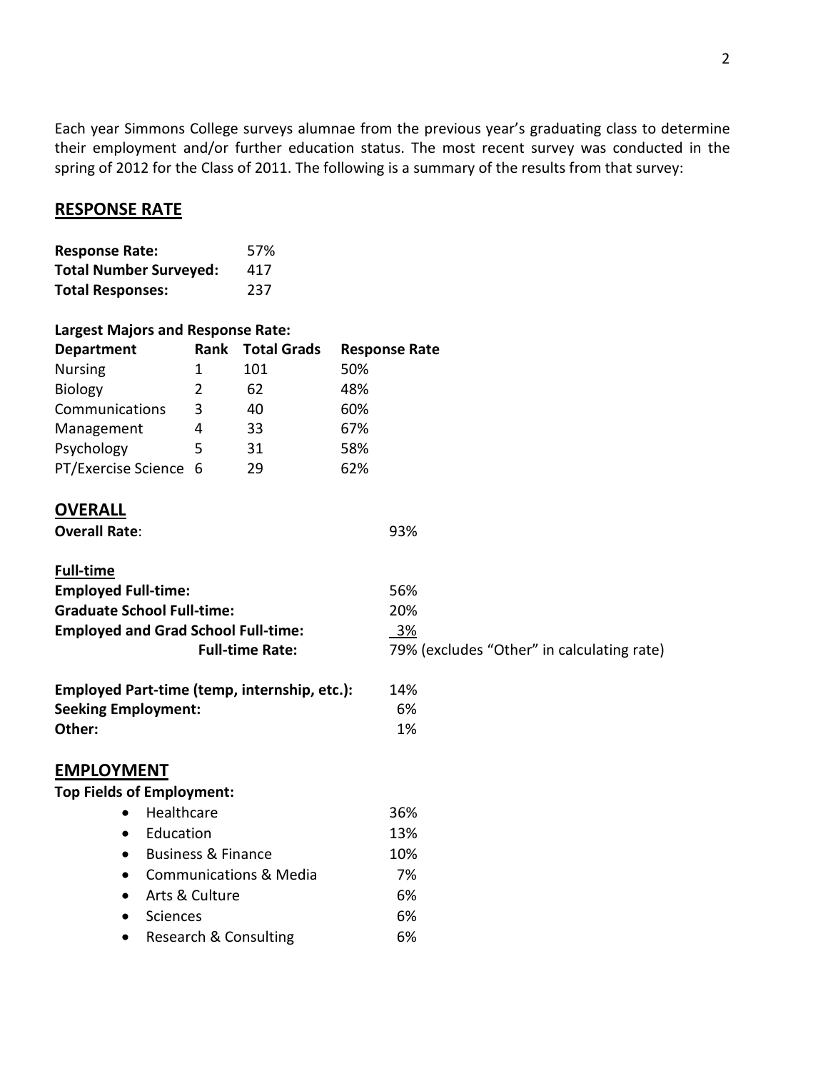Each year Simmons College surveys alumnae from the previous year's graduating class to determine their employment and/or further education status. The most recent survey was conducted in the spring of 2012 for the Class of 2011. The following is a summary of the results from that survey:

## RESPONSE RATE

| | |
|---|---|
| **Response Rate:** | 57% |
| **Total Number Surveyed:** | 417 |
| **Total Responses:** | 237 |

**Largest Majors and Response Rate:**

| Department | Rank | Total Grads | Response Rate |
|---|---|---|---|
| Nursing | 1 | 101 | 50% |
| Biology | 2 | 62 | 48% |
| Communications | 3 | 40 | 60% |
| Management | 4 | 33 | 67% |
| Psychology | 5 | 31 | 58% |
| PT/Exercise Science | 6 | 29 | 62% |

## OVERALL

**Overall Rate**: 93%

**Full-time**

| | |
|---|---|
| **Employed Full-time:** | 56% |
| **Graduate School Full-time:** | 20% |
| **Employed and Grad School Full-time:** | 3% |
| **Full-time Rate:** | 79% (excludes "Other" in calculating rate) |

| | |
|---|---|
| **Employed Part-time (temp, internship, etc.):** | 14% |
| **Seeking Employment:** | 6% |
| **Other:** | 1% |

## EMPLOYMENT

**Top Fields of Employment:**

- Healthcare 36%
- Education 13%
- Business & Finance 10%
- Communications & Media 7%
- Arts & Culture 6%
- Sciences 6%
- Research & Consulting 6%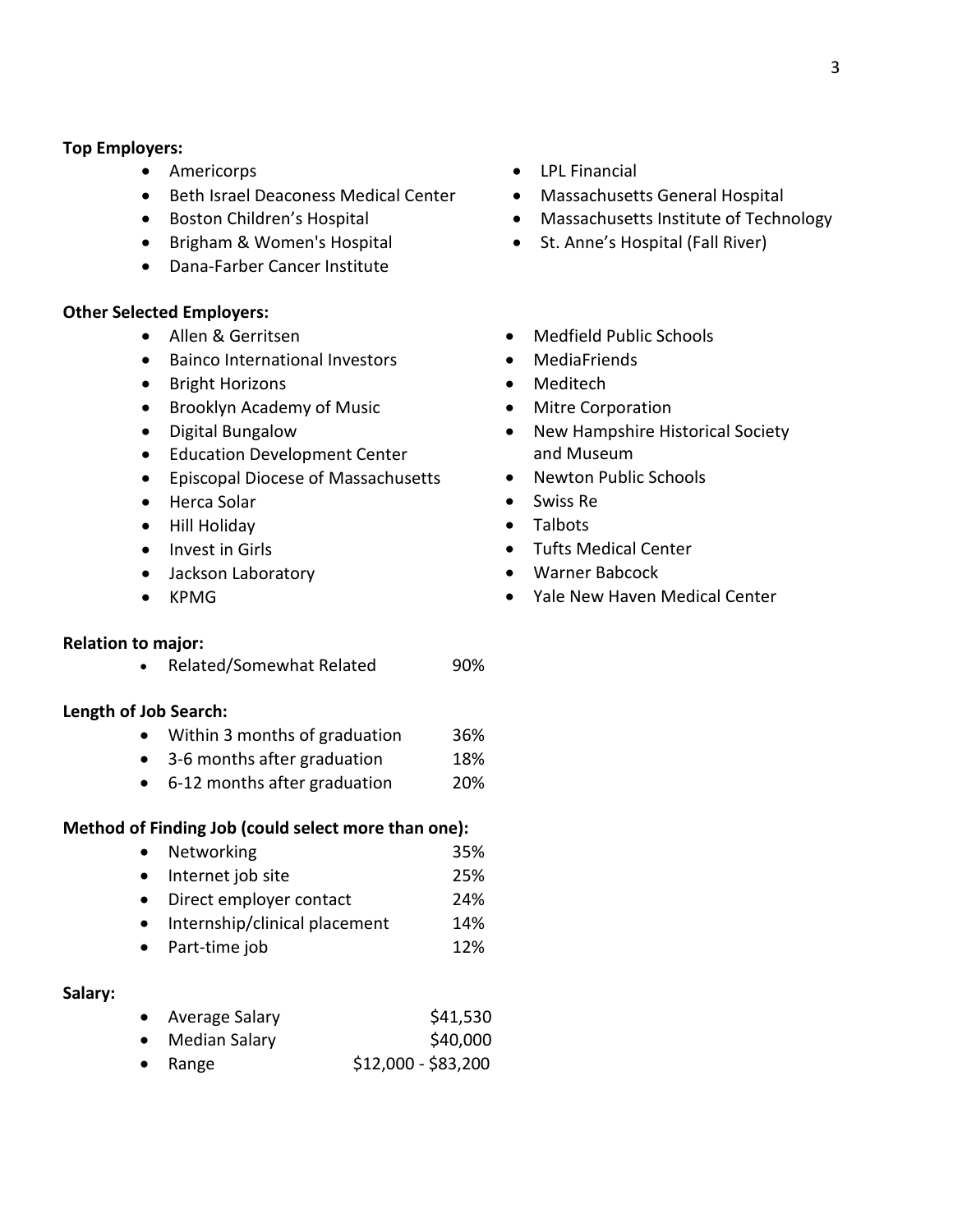**Top Employers:**

- Americorps
- Beth Israel Deaconess Medical Center
- Boston Children's Hospital
- Brigham & Women's Hospital
- Dana-Farber Cancer Institute
- LPL Financial
- Massachusetts General Hospital
- Massachusetts Institute of Technology
- St. Anne's Hospital (Fall River)

**Other Selected Employers:**

- Allen & Gerritsen
- Bainco International Investors
- Bright Horizons
- Brooklyn Academy of Music
- Digital Bungalow
- Education Development Center
- Episcopal Diocese of Massachusetts
- Herca Solar
- Hill Holiday
- Invest in Girls
- Jackson Laboratory
- KPMG
- Medfield Public Schools
- MediaFriends
- Meditech
- Mitre Corporation
- New Hampshire Historical Society and Museum
- Newton Public Schools
- Swiss Re
- Talbots
- Tufts Medical Center
- Warner Babcock
- Yale New Haven Medical Center

**Relation to major:**

- Related/Somewhat Related 90%

**Length of Job Search:**

- Within 3 months of graduation 36%
- 3-6 months after graduation 18%
- 6-12 months after graduation 20%

**Method of Finding Job (could select more than one):**

- Networking 35%
- Internet job site 25%
- Direct employer contact 24%
- Internship/clinical placement 14%
- Part-time job 12%

**Salary:**

- Average Salary $41,530
- Median Salary $40,000
- Range $12,000 - $83,200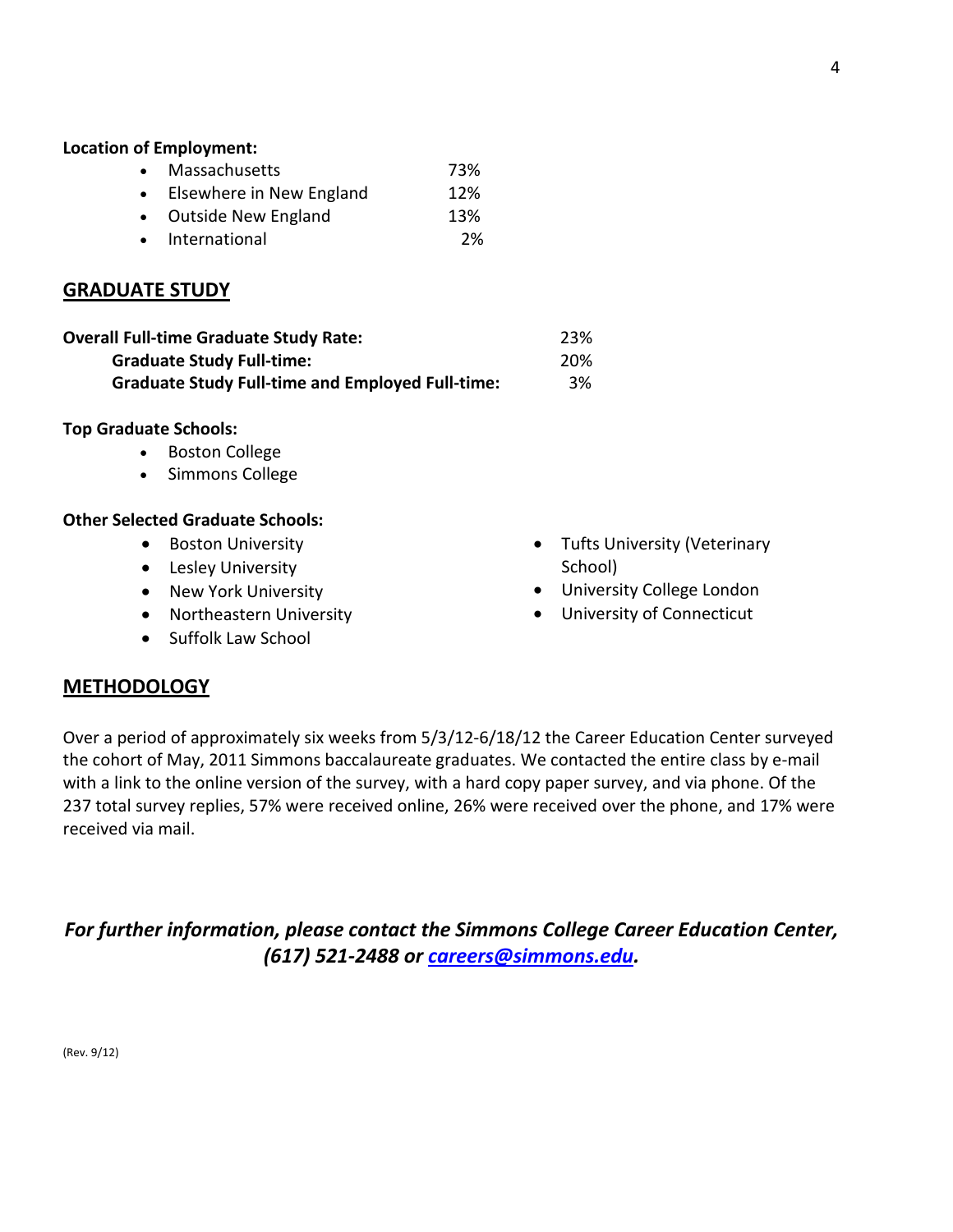**Location of Employment:**

- Massachusetts 73%
- Elsewhere in New England 12%
- Outside New England 13%
- International 2%

## GRADUATE STUDY

| | |
|---|---|
| **Overall Full-time Graduate Study Rate:** | 23% |
| **Graduate Study Full-time:** | 20% |
| **Graduate Study Full-time and Employed Full-time:** | 3% |

**Top Graduate Schools:**

- Boston College
- Simmons College

**Other Selected Graduate Schools:**

- Boston University
- Lesley University
- New York University
- Northeastern University
- Suffolk Law School
- Tufts University (Veterinary School)
- University College London
- University of Connecticut

## METHODOLOGY

Over a period of approximately six weeks from 5/3/12-6/18/12 the Career Education Center surveyed the cohort of May, 2011 Simmons baccalaureate graduates. We contacted the entire class by e-mail with a link to the online version of the survey, with a hard copy paper survey, and via phone. Of the 237 total survey replies, 57% were received online, 26% were received over the phone, and 17% were received via mail.

***For further information, please contact the Simmons College Career Education Center, (617) 521-2488 or [careers@simmons.edu](mailto:careers@simmons.edu).***

(Rev. 9/12)